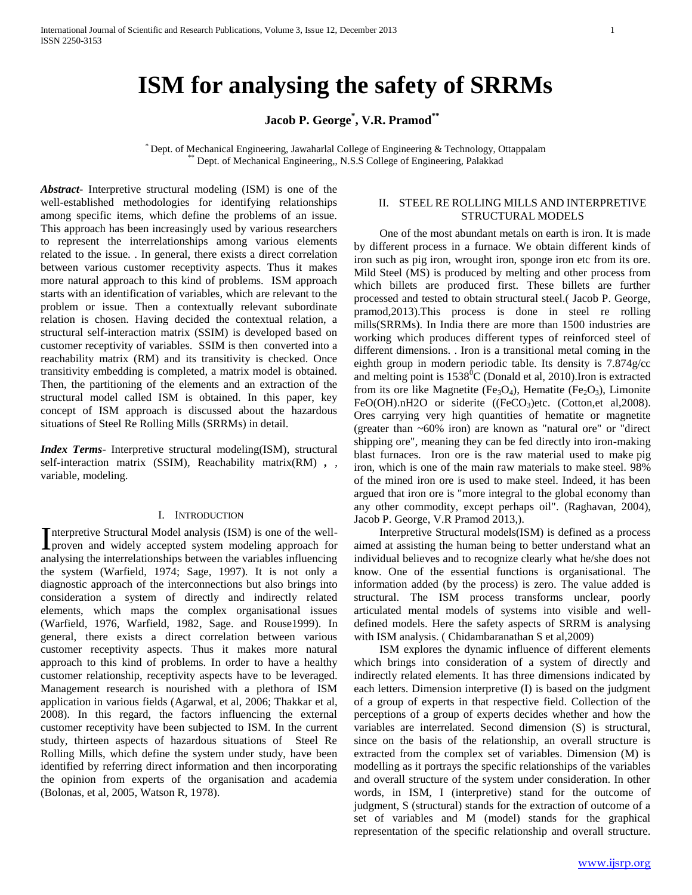# ISM for analysing the safety of SRRMs

**Jacob P. George[*], V.R. Pramod[**]**

[*] Dept. of Mechanical Engineering, Jawaharlal College of Engineering & Technology, Ottappalam
[**] Dept. of Mechanical Engineering,, N.S.S College of Engineering, Palakkad

***Abstract***- Interpretive structural modeling (ISM) is one of the well-established methodologies for identifying relationships among specific items, which define the problems of an issue. This approach has been increasingly used by various researchers to represent the interrelationships among various elements related to the issue. . In general, there exists a direct correlation between various customer receptivity aspects. Thus it makes more natural approach to this kind of problems. ISM approach starts with an identification of variables, which are relevant to the problem or issue. Then a contextually relevant subordinate relation is chosen. Having decided the contextual relation, a structural self-interaction matrix (SSIM) is developed based on customer receptivity of variables. SSIM is then converted into a reachability matrix (RM) and its transitivity is checked. Once transitivity embedding is completed, a matrix model is obtained. Then, the partitioning of the elements and an extraction of the structural model called ISM is obtained. In this paper, key concept of ISM approach is discussed about the hazardous situations of Steel Re Rolling Mills (SRRMs) in detail.

***Index Terms***- Interpretive structural modeling(ISM), structural self-interaction matrix (SSIM), Reachability matrix(RM) **,** , variable, modeling.

## I. Introduction

Interpretive Structural Model analysis (ISM) is one of the well-proven and widely accepted system modeling approach for analysing the interrelationships between the variables influencing the system (Warfield, 1974; Sage, 1997). It is not only a diagnostic approach of the interconnections but also brings into consideration a system of directly and indirectly related elements, which maps the complex organisational issues (Warfield, 1976, Warfield, 1982, Sage. and Rouse1999). In general, there exists a direct correlation between various customer receptivity aspects. Thus it makes more natural approach to this kind of problems. In order to have a healthy customer relationship, receptivity aspects have to be leveraged. Management research is nourished with a plethora of ISM application in various fields (Agarwal, et al, 2006; Thakkar et al, 2008). In this regard, the factors influencing the external customer receptivity have been subjected to ISM. In the current study, thirteen aspects of hazardous situations of Steel Re Rolling Mills, which define the system under study, have been identified by referring direct information and then incorporating the opinion from experts of the organisation and academia (Bolonas, et al, 2005, Watson R, 1978).

## II. Steel Re Rolling Mills and Interpretive Structural Models

One of the most abundant metals on earth is iron. It is made by different process in a furnace. We obtain different kinds of iron such as pig iron, wrought iron, sponge iron etc from its ore. Mild Steel (MS) is produced by melting and other process from which billets are produced first. These billets are further processed and tested to obtain structural steel.( Jacob P. George, pramod,2013).This process is done in steel re rolling mills(SRRMs). In India there are more than 1500 industries are working which produces different types of reinforced steel of different dimensions. . Iron is a transitional metal coming in the eighth group in modern periodic table. Its density is 7.874g/cc and melting point is $1538^0$C (Donald et al, 2010).Iron is extracted from its ore like Magnetite ($Fe_3O_4$), Hematite ($Fe_2O_3$), Limonite FeO(OH).nH2O or siderite (($FeCO_3$)etc. (Cotton,et al,2008). Ores carrying very high quantities of hematite or magnetite (greater than ~60% iron) are known as "natural ore" or "direct shipping ore", meaning they can be fed directly into iron-making blast furnaces. Iron ore is the raw material used to make pig iron, which is one of the main raw materials to make steel. 98% of the mined iron ore is used to make steel. Indeed, it has been argued that iron ore is "more integral to the global economy than any other commodity, except perhaps oil". (Raghavan, 2004), Jacob P. George, V.R Pramod 2013,).

Interpretive Structural models(ISM) is defined as a process aimed at assisting the human being to better understand what an individual believes and to recognize clearly what he/she does not know. One of the essential functions is organisational. The information added (by the process) is zero. The value added is structural. The ISM process transforms unclear, poorly articulated mental models of systems into visible and well-defined models. Here the safety aspects of SRRM is analysing with ISM analysis. ( Chidambaranathan S et al,2009)

ISM explores the dynamic influence of different elements which brings into consideration of a system of directly and indirectly related elements. It has three dimensions indicated by each letters. Dimension interpretive (I) is based on the judgment of a group of experts in that respective field. Collection of the perceptions of a group of experts decides whether and how the variables are interrelated. Second dimension (S) is structural, since on the basis of the relationship, an overall structure is extracted from the complex set of variables. Dimension (M) is modelling as it portrays the specific relationships of the variables and overall structure of the system under consideration. In other words, in ISM, I (interpretive) stand for the outcome of judgment, S (structural) stands for the extraction of outcome of a set of variables and M (model) stands for the graphical representation of the specific relationship and overall structure.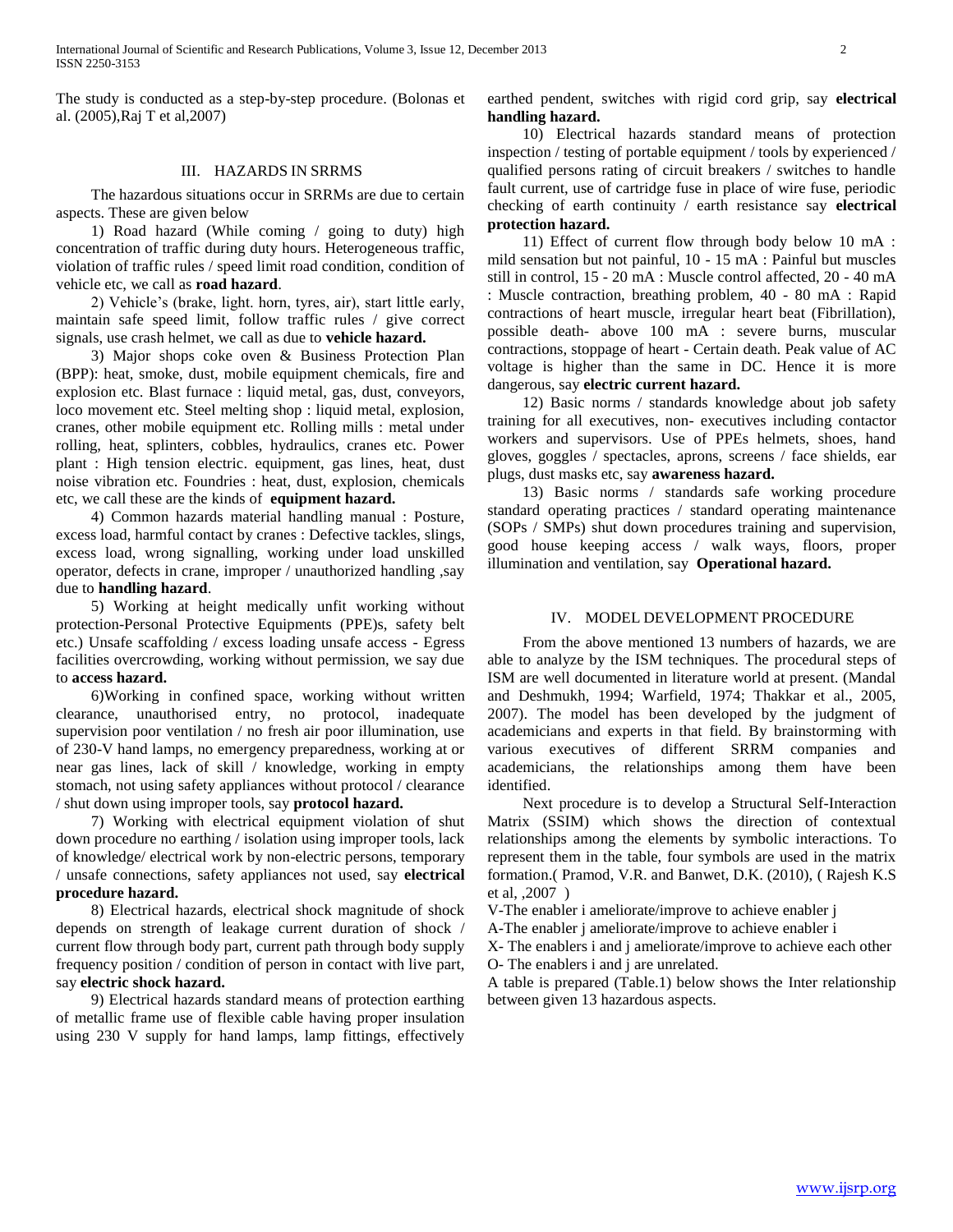The study is conducted as a step-by-step procedure. (Bolonas et al. (2005),Raj T et al,2007)

## III. Hazards in SRRMs

The hazardous situations occur in SRRMs are due to certain aspects. These are given below

1) Road hazard (While coming / going to duty) high concentration of traffic during duty hours. Heterogeneous traffic, violation of traffic rules / speed limit road condition, condition of vehicle etc, we call as **road hazard**.

2) Vehicle's (brake, light. horn, tyres, air), start little early, maintain safe speed limit, follow traffic rules / give correct signals, use crash helmet, we call as due to **vehicle hazard.**

3) Major shops coke oven & Business Protection Plan (BPP): heat, smoke, dust, mobile equipment chemicals, fire and explosion etc. Blast furnace : liquid metal, gas, dust, conveyors, loco movement etc. Steel melting shop : liquid metal, explosion, cranes, other mobile equipment etc. Rolling mills : metal under rolling, heat, splinters, cobbles, hydraulics, cranes etc. Power plant : High tension electric. equipment, gas lines, heat, dust noise vibration etc. Foundries : heat, dust, explosion, chemicals etc, we call these are the kinds of **equipment hazard.**

4) Common hazards material handling manual : Posture, excess load, harmful contact by cranes : Defective tackles, slings, excess load, wrong signalling, working under load unskilled operator, defects in crane, improper / unauthorized handling ,say due to **handling hazard**.

5) Working at height medically unfit working without protection-Personal Protective Equipments (PPE)s, safety belt etc.) Unsafe scaffolding / excess loading unsafe access - Egress facilities overcrowding, working without permission, we say due to **access hazard.**

6)Working in confined space, working without written clearance, unauthorised entry, no protocol, inadequate supervision poor ventilation / no fresh air poor illumination, use of 230-V hand lamps, no emergency preparedness, working at or near gas lines, lack of skill / knowledge, working in empty stomach, not using safety appliances without protocol / clearance / shut down using improper tools, say **protocol hazard.**

7) Working with electrical equipment violation of shut down procedure no earthing / isolation using improper tools, lack of knowledge/ electrical work by non-electric persons, temporary / unsafe connections, safety appliances not used, say **electrical procedure hazard.**

8) Electrical hazards, electrical shock magnitude of shock depends on strength of leakage current duration of shock / current flow through body part, current path through body supply frequency position / condition of person in contact with live part, say **electric shock hazard.**

9) Electrical hazards standard means of protection earthing of metallic frame use of flexible cable having proper insulation using 230 V supply for hand lamps, lamp fittings, effectively earthed pendent, switches with rigid cord grip, say **electrical handling hazard.**

10) Electrical hazards standard means of protection inspection / testing of portable equipment / tools by experienced / qualified persons rating of circuit breakers / switches to handle fault current, use of cartridge fuse in place of wire fuse, periodic checking of earth continuity / earth resistance say **electrical protection hazard.**

11) Effect of current flow through body below 10 mA : mild sensation but not painful, 10 - 15 mA : Painful but muscles still in control, 15 - 20 mA : Muscle control affected, 20 - 40 mA : Muscle contraction, breathing problem, 40 - 80 mA : Rapid contractions of heart muscle, irregular heart beat (Fibrillation), possible death- above 100 mA : severe burns, muscular contractions, stoppage of heart - Certain death. Peak value of AC voltage is higher than the same in DC. Hence it is more dangerous, say **electric current hazard.**

12) Basic norms / standards knowledge about job safety training for all executives, non- executives including contactor workers and supervisors. Use of PPEs helmets, shoes, hand gloves, goggles / spectacles, aprons, screens / face shields, ear plugs, dust masks etc, say **awareness hazard.**

13) Basic norms / standards safe working procedure standard operating practices / standard operating maintenance (SOPs / SMPs) shut down procedures training and supervision, good house keeping access / walk ways, floors, proper illumination and ventilation, say **Operational hazard.**

## IV. Model Development Procedure

From the above mentioned 13 numbers of hazards, we are able to analyze by the ISM techniques. The procedural steps of ISM are well documented in literature world at present. (Mandal and Deshmukh, 1994; Warfield, 1974; Thakkar et al., 2005, 2007). The model has been developed by the judgment of academicians and experts in that field. By brainstorming with various executives of different SRRM companies and academicians, the relationships among them have been identified.

Next procedure is to develop a Structural Self-Interaction Matrix (SSIM) which shows the direction of contextual relationships among the elements by symbolic interactions. To represent them in the table, four symbols are used in the matrix formation.( Pramod, V.R. and Banwet, D.K. (2010), ( Rajesh K.S et al, ,2007 )

V-The enabler i ameliorate/improve to achieve enabler j

A-The enabler j ameliorate/improve to achieve enabler i

X- The enablers i and j ameliorate/improve to achieve each other

O- The enablers i and j are unrelated.

A table is prepared (Table.1) below shows the Inter relationship between given 13 hazardous aspects.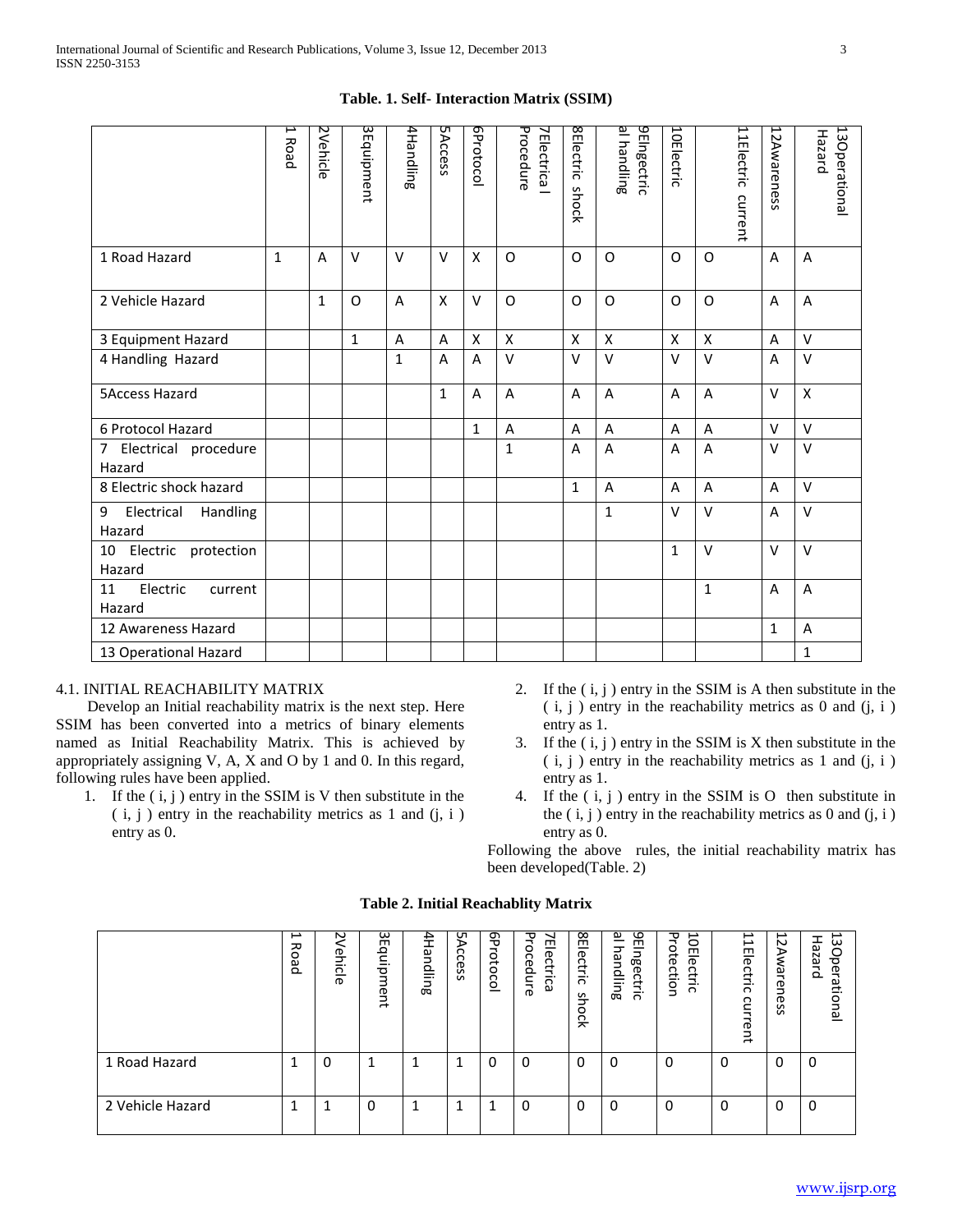**Table. 1. Self- Interaction Matrix (SSIM)**

| | 1 Road | 2Vehicle | 3Equipment | 4Handling | 5Access | 6Protocol | 7Electrica l Procedure | 8Electric shock | 9Elngectric al handling | 10Electric | 11Electric current | 12Awareness | 13Operational Hazard |
|---|---|---|---|---|---|---|---|---|---|---|---|---|---|
| 1 Road Hazard | 1 | A | V | V | V | X | O | O | O | O | O | A | A |
| 2 Vehicle Hazard | | 1 | O | A | X | V | O | O | O | O | O | A | A |
| 3 Equipment Hazard | | | 1 | A | A | X | X | X | X | X | X | A | V |
| 4 Handling Hazard | | | | 1 | A | A | V | V | V | V | V | A | V |
| 5Access Hazard | | | | | 1 | A | A | A | A | A | A | V | X |
| 6 Protocol Hazard | | | | | | 1 | A | A | A | A | A | V | V |
| 7 Electrical procedure Hazard | | | | | | | 1 | A | A | A | A | V | V |
| 8 Electric shock hazard | | | | | | | | 1 | A | A | A | A | V |
| 9 Electrical Handling Hazard | | | | | | | | | 1 | V | V | A | V |
| 10 Electric protection Hazard | | | | | | | | | | 1 | V | V | V |
| 11 Electric current Hazard | | | | | | | | | | | 1 | A | A |
| 12 Awareness Hazard | | | | | | | | | | | | 1 | A |
| 13 Operational Hazard | | | | | | | | | | | | | 1 |

4.1. INITIAL REACHABILITY MATRIX

Develop an Initial reachability matrix is the next step. Here SSIM has been converted into a metrics of binary elements named as Initial Reachability Matrix. This is achieved by appropriately assigning V, A, X and O by 1 and 0. In this regard, following rules have been applied.

1. If the ( i, j ) entry in the SSIM is V then substitute in the ( i, j ) entry in the reachability metrics as 1 and (j, i ) entry as 0.
2. If the ( i, j ) entry in the SSIM is A then substitute in the ( i, j ) entry in the reachability metrics as 0 and (j, i ) entry as 1.
3. If the ( i, j ) entry in the SSIM is X then substitute in the ( i, j ) entry in the reachability metrics as 1 and (j, i ) entry as 1.
4. If the ( i, j ) entry in the SSIM is O then substitute in the ( i, j ) entry in the reachability metrics as 0 and (j, i ) entry as 0.

Following the above rules, the initial reachability matrix has been developed(Table. 2)

**Table 2. Initial Reachablity Matrix**

| | 1 Road | 2Vehicle | 3Equipment | 4Handling | 5Access | 6Protocol | 7Electrica Procedure | 8Electric shock | 9Elngectric al handling | 10Electric Protection | 11Electric current | 12Awareness | 13Operational Hazard |
|---|---|---|---|---|---|---|---|---|---|---|---|---|---|
| 1 Road Hazard | 1 | 0 | 1 | 1 | 1 | 0 | 0 | 0 | 0 | 0 | 0 | 0 | 0 |
| 2 Vehicle Hazard | 1 | 1 | 0 | 1 | 1 | 1 | 0 | 0 | 0 | 0 | 0 | 0 | 0 |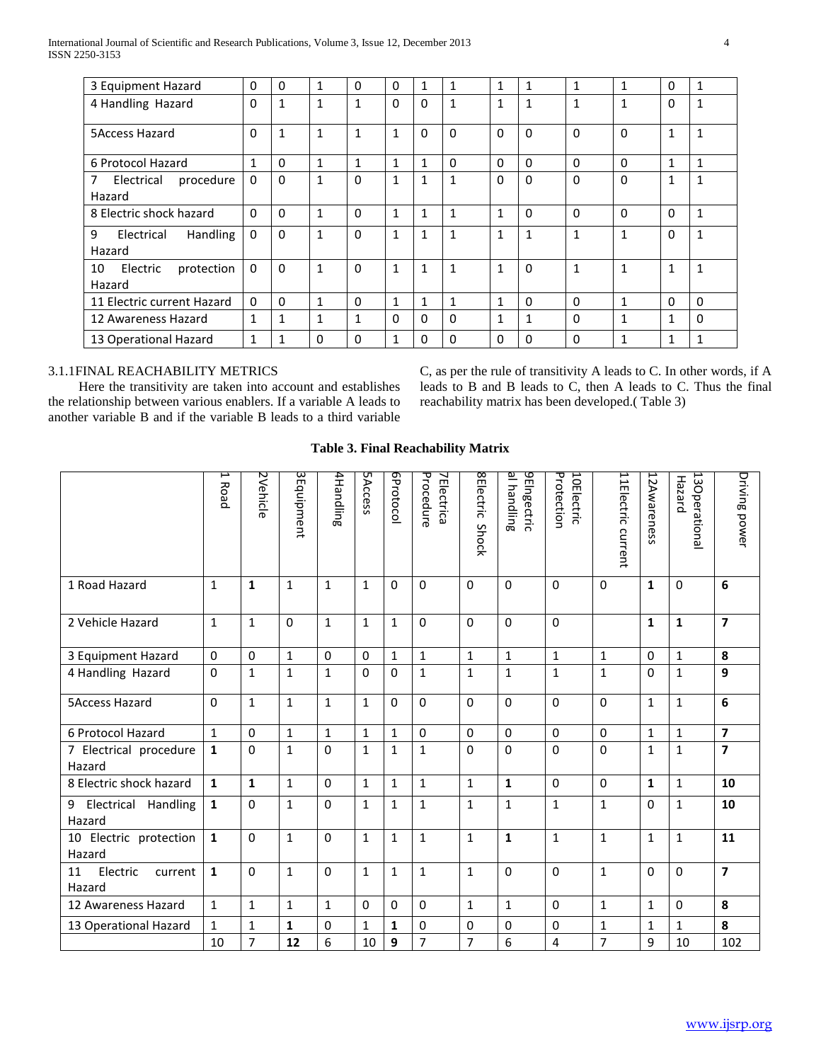| 3 Equipment Hazard | 0 | 0 | 1 | 0 | 0 | 1 | 1 | 1 | 1 | 1 | 1 | 0 | 1 |
|---|---|---|---|---|---|---|---|---|---|---|---|---|---|
| 4 Handling Hazard | 0 | 1 | 1 | 1 | 0 | 0 | 1 | 1 | 1 | 1 | 1 | 0 | 1 |
| 5Access Hazard | 0 | 1 | 1 | 1 | 1 | 0 | 0 | 0 | 0 | 0 | 0 | 1 | 1 |
| 6 Protocol Hazard | 1 | 0 | 1 | 1 | 1 | 1 | 0 | 0 | 0 | 0 | 0 | 1 | 1 |
| 7 Electrical procedure Hazard | 0 | 0 | 1 | 0 | 1 | 1 | 1 | 0 | 0 | 0 | 0 | 1 | 1 |
| 8 Electric shock hazard | 0 | 0 | 1 | 0 | 1 | 1 | 1 | 1 | 0 | 0 | 0 | 0 | 1 |
| 9 Electrical Handling Hazard | 0 | 0 | 1 | 0 | 1 | 1 | 1 | 1 | 1 | 1 | 1 | 0 | 1 |
| 10 Electric protection Hazard | 0 | 0 | 1 | 0 | 1 | 1 | 1 | 1 | 0 | 1 | 1 | 1 | 1 |
| 11 Electric current Hazard | 0 | 0 | 1 | 0 | 1 | 1 | 1 | 1 | 0 | 0 | 1 | 0 | 0 |
| 12 Awareness Hazard | 1 | 1 | 1 | 1 | 0 | 0 | 0 | 1 | 1 | 0 | 1 | 1 | 0 |
| 13 Operational Hazard | 1 | 1 | 0 | 0 | 1 | 0 | 0 | 0 | 0 | 0 | 1 | 1 | 1 |

### 3.1.1FINAL REACHABILITY METRICS

Here the transitivity are taken into account and establishes the relationship between various enablers. If a variable A leads to another variable B and if the variable B leads to a third variable C, as per the rule of transitivity A leads to C. In other words, if A leads to B and B leads to C, then A leads to C. Thus the final reachability matrix has been developed.( Table 3)

**Table 3. Final Reachability Matrix**

| | 1 Road | 2Vehicle | 3Equipment | 4Handling | 5Access | 6Protocol | 7Electrica Procedure | 8Electric Shock | 9Elngectric al handling | 10Electric Protection | 11Electric current | 12Awareness | 13Operational Hazard | Driving power |
|---|---|---|---|---|---|---|---|---|---|---|---|---|---|---|
| 1 Road Hazard | 1 | **1** | 1 | 1 | 1 | 0 | 0 | 0 | 0 | 0 | 0 | **1** | 0 | **6** |
| 2 Vehicle Hazard | 1 | 1 | 0 | 1 | 1 | 1 | 0 | 0 | 0 | 0 | | **1** | **1** | **7** |
| 3 Equipment Hazard | 0 | 0 | 1 | 0 | 0 | 1 | 1 | 1 | 1 | 1 | 1 | 0 | 1 | **8** |
| 4 Handling Hazard | 0 | 1 | 1 | 1 | 0 | 0 | 1 | 1 | 1 | 1 | 1 | 0 | 1 | **9** |
| 5Access Hazard | 0 | 1 | 1 | 1 | 1 | 0 | 0 | 0 | 0 | 0 | 0 | 1 | 1 | **6** |
| 6 Protocol Hazard | 1 | 0 | 1 | 1 | 1 | 1 | 0 | 0 | 0 | 0 | 0 | 1 | 1 | **7** |
| 7 Electrical procedure Hazard | **1** | 0 | 1 | 0 | 1 | 1 | 1 | 0 | 0 | 0 | 0 | 1 | 1 | **7** |
| 8 Electric shock hazard | **1** | **1** | 1 | 0 | 1 | 1 | 1 | 1 | **1** | 0 | 0 | **1** | 1 | **10** |
| 9 Electrical Handling Hazard | **1** | 0 | 1 | 0 | 1 | 1 | 1 | 1 | 1 | 1 | 1 | 0 | 1 | **10** |
| 10 Electric protection Hazard | **1** | 0 | 1 | 0 | 1 | 1 | 1 | 1 | **1** | 1 | 1 | 1 | 1 | **11** |
| 11 Electric current Hazard | **1** | 0 | 1 | 0 | 1 | 1 | 1 | 1 | 0 | 0 | 1 | 0 | 0 | **7** |
| 12 Awareness Hazard | 1 | 1 | 1 | 1 | 0 | 0 | 0 | 1 | 1 | 0 | 1 | 1 | 0 | **8** |
| 13 Operational Hazard | 1 | 1 | **1** | 0 | 1 | **1** | 0 | 0 | 0 | 0 | 1 | 1 | 1 | **8** |
| | 10 | 7 | **12** | 6 | 10 | **9** | 7 | 7 | 6 | 4 | 7 | 9 | 10 | 102 |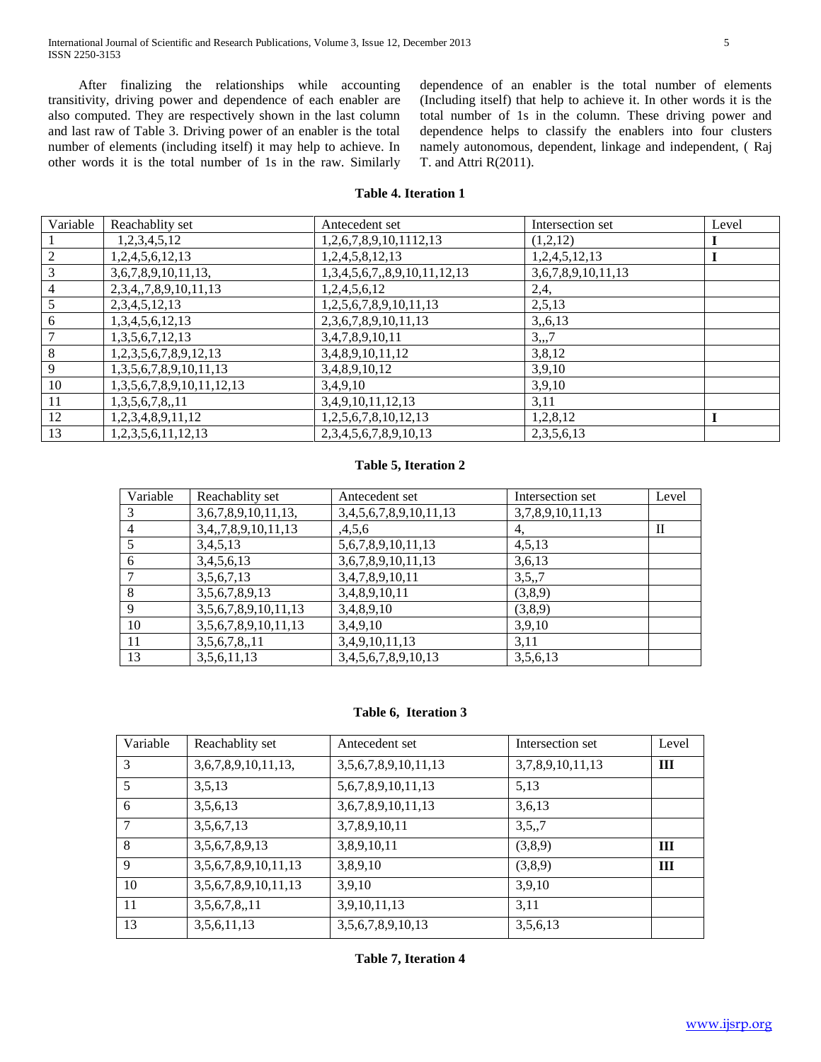After finalizing the relationships while accounting transitivity, driving power and dependence of each enabler are also computed. They are respectively shown in the last column and last raw of Table 3. Driving power of an enabler is the total number of elements (including itself) it may help to achieve. In other words it is the total number of 1s in the raw. Similarly dependence of an enabler is the total number of elements (Including itself) that help to achieve it. In other words it is the total number of 1s in the column. These driving power and dependence helps to classify the enablers into four clusters namely autonomous, dependent, linkage and independent, ( Raj T. and Attri R(2011).

**Table 4. Iteration 1**

| Variable | Reachablity set | Antecedent set | Intersection set | Level |
|---|---|---|---|---|
| 1 | 1,2,3,4,5,12 | 1,2,6,7,8,9,10,1112,13 | (1,2,12) | **I** |
| 2 | 1,2,4,5,6,12,13 | 1,2,4,5,8,12,13 | 1,2,4,5,12,13 | **I** |
| 3 | 3,6,7,8,9,10,11,13, | 1,3,4,5,6,7,,8,9,10,11,12,13 | 3,6,7,8,9,10,11,13 | |
| 4 | 2,3,4,,7,8,9,10,11,13 | 1,2,4,5,6,12 | 2,4, | |
| 5 | 2,3,4,5,12,13 | 1,2,5,6,7,8,9,10,11,13 | 2,5,13 | |
| 6 | 1,3,4,5,6,12,13 | 2,3,6,7,8,9,10,11,13 | 3,,6,13 | |
| 7 | 1,3,5,6,7,12,13 | 3,4,7,8,9,10,11 | 3,,,7 | |
| 8 | 1,2,3,5,6,7,8,9,12,13 | 3,4,8,9,10,11,12 | 3,8,12 | |
| 9 | 1,3,5,6,7,8,9,10,11,13 | 3,4,8,9,10,12 | 3,9,10 | |
| 10 | 1,3,5,6,7,8,9,10,11,12,13 | 3,4,9,10 | 3,9,10 | |
| 11 | 1,3,5,6,7,8,,11 | 3,4,9,10,11,12,13 | 3,11 | |
| 12 | 1,2,3,4,8,9,11,12 | 1,2,5,6,7,8,10,12,13 | 1,2,8,12 | **I** |
| 13 | 1,2,3,5,6,11,12,13 | 2,3,4,5,6,7,8,9,10,13 | 2,3,5,6,13 | |

**Table 5, Iteration 2**

| Variable | Reachablity set | Antecedent set | Intersection set | Level |
|---|---|---|---|---|
| 3 | 3,6,7,8,9,10,11,13, | 3,4,5,6,7,8,9,10,11,13 | 3,7,8,9,10,11,13 | |
| 4 | 3,4,,7,8,9,10,11,13 | ,4,5,6 | 4, | II |
| 5 | 3,4,5,13 | 5,6,7,8,9,10,11,13 | 4,5,13 | |
| 6 | 3,4,5,6,13 | 3,6,7,8,9,10,11,13 | 3,6,13 | |
| 7 | 3,5,6,7,13 | 3,4,7,8,9,10,11 | 3,5,,7 | |
| 8 | 3,5,6,7,8,9,13 | 3,4,8,9,10,11 | (3,8,9) | |
| 9 | 3,5,6,7,8,9,10,11,13 | 3,4,8,9,10 | (3,8,9) | |
| 10 | 3,5,6,7,8,9,10,11,13 | 3,4,9,10 | 3,9,10 | |
| 11 | 3,5,6,7,8,,11 | 3,4,9,10,11,13 | 3,11 | |
| 13 | 3,5,6,11,13 | 3,4,5,6,7,8,9,10,13 | 3,5,6,13 | |

**Table 6, Iteration 3**

| Variable | Reachablity set | Antecedent set | Intersection set | Level |
|---|---|---|---|---|
| 3 | 3,6,7,8,9,10,11,13, | 3,5,6,7,8,9,10,11,13 | 3,7,8,9,10,11,13 | **III** |
| 5 | 3,5,13 | 5,6,7,8,9,10,11,13 | 5,13 | |
| 6 | 3,5,6,13 | 3,6,7,8,9,10,11,13 | 3,6,13 | |
| 7 | 3,5,6,7,13 | 3,7,8,9,10,11 | 3,5,,7 | |
| 8 | 3,5,6,7,8,9,13 | 3,8,9,10,11 | (3,8,9) | **III** |
| 9 | 3,5,6,7,8,9,10,11,13 | 3,8,9,10 | (3,8,9) | **III** |
| 10 | 3,5,6,7,8,9,10,11,13 | 3,9,10 | 3,9,10 | |
| 11 | 3,5,6,7,8,,11 | 3,9,10,11,13 | 3,11 | |
| 13 | 3,5,6,11,13 | 3,5,6,7,8,9,10,13 | 3,5,6,13 | |

**Table 7, Iteration 4**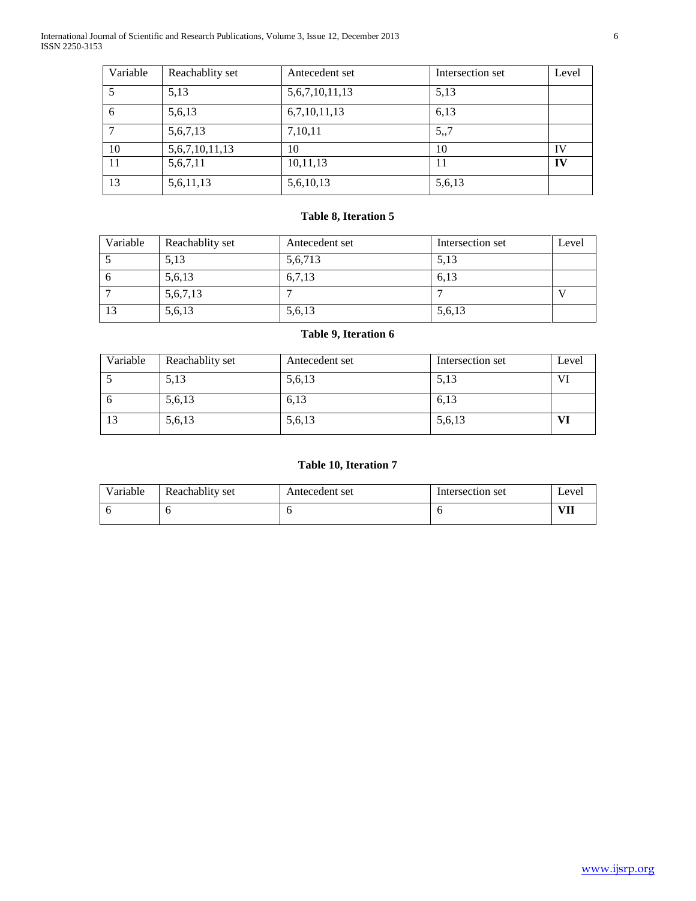| Variable | Reachablity set | Antecedent set | Intersection set | Level |
|---|---|---|---|---|
| 5 | 5,13 | 5,6,7,10,11,13 | 5,13 | |
| 6 | 5,6,13 | 6,7,10,11,13 | 6,13 | |
| 7 | 5,6,7,13 | 7,10,11 | 5,,7 | |
| 10 | 5,6,7,10,11,13 | 10 | 10 | IV |
| 11 | 5,6,7,11 | 10,11,13 | 11 | **IV** |
| 13 | 5,6,11,13 | 5,6,10,13 | 5,6,13 | |

**Table 8, Iteration 5**

| Variable | Reachablity set | Antecedent set | Intersection set | Level |
|---|---|---|---|---|
| 5 | 5,13 | 5,6,713 | 5,13 | |
| 6 | 5,6,13 | 6,7,13 | 6,13 | |
| 7 | 5,6,7,13 | 7 | 7 | V |
| 13 | 5,6,13 | 5,6,13 | 5,6,13 | |

**Table 9, Iteration 6**

| Variable | Reachablity set | Antecedent set | Intersection set | Level |
|---|---|---|---|---|
| 5 | 5,13 | 5,6,13 | 5,13 | VI |
| 6 | 5,6,13 | 6,13 | 6,13 | |
| 13 | 5,6,13 | 5,6,13 | 5,6,13 | **VI** |

**Table 10, Iteration 7**

| Variable | Reachablity set | Antecedent set | Intersection set | Level |
|---|---|---|---|---|
| 6 | 6 | 6 | 6 | **VII** |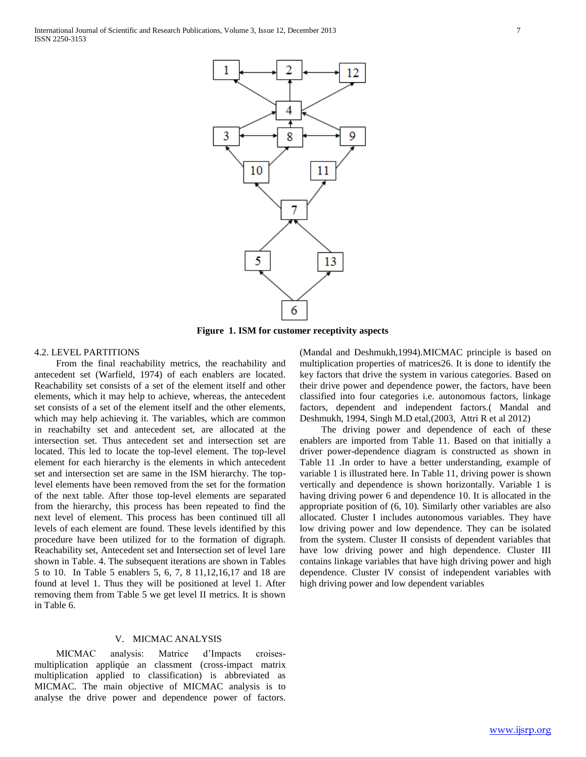Figure 1. ISM for customer receptivity aspects

4.2. LEVEL PARTITIONS

From the final reachability metrics, the reachability and antecedent set (Warfield, 1974) of each enablers are located. Reachability set consists of a set of the element itself and other elements, which it may help to achieve, whereas, the antecedent set consists of a set of the element itself and the other elements, which may help achieving it. The variables, which are common in reachabilty set and antecedent set, are allocated at the intersection set. Thus antecedent set and intersection set are located. This led to locate the top-level element. The top-level element for each hierarchy is the elements in which antecedent set and intersection set are same in the ISM hierarchy. The top-level elements have been removed from the set for the formation of the next table. After those top-level elements are separated from the hierarchy, this process has been repeated to find the next level of element. This process has been continued till all levels of each element are found. These levels identified by this procedure have been utilized for to the formation of digraph. Reachability set, Antecedent set and Intersection set of level 1are shown in Table. 4. The subsequent iterations are shown in Tables 5 to 10. In Table 5 enablers 5, 6, 7, 8 11,12,16,17 and 18 are found at level 1. Thus they will be positioned at level 1. After removing them from Table 5 we get level II metrics. It is shown in Table 6.

## V. MICMAC ANALYSIS

MICMAC analysis: Matrice d'Impacts croises-multiplication appliqúe an classment (cross-impact matrix multiplication applied to classification) is abbreviated as MICMAC. The main objective of MICMAC analysis is to analyse the drive power and dependence power of factors. (Mandal and Deshmukh,1994).MICMAC principle is based on multiplication properties of matrices26. It is done to identify the key factors that drive the system in various categories. Based on their drive power and dependence power, the factors, have been classified into four categories i.e. autonomous factors, linkage factors, dependent and independent factors.( Mandal and Deshmukh, 1994, Singh M.D etal,(2003, Attri R et al 2012)

The driving power and dependence of each of these enablers are imported from Table 11. Based on that initially a driver power-dependence diagram is constructed as shown in Table 11 .In order to have a better understanding, example of variable 1 is illustrated here. In Table 11, driving power is shown vertically and dependence is shown horizontally. Variable 1 is having driving power 6 and dependence 10. It is allocated in the appropriate position of (6, 10). Similarly other variables are also allocated. Cluster I includes autonomous variables. They have low driving power and low dependence. They can be isolated from the system. Cluster II consists of dependent variables that have low driving power and high dependence. Cluster III contains linkage variables that have high driving power and high dependence. Cluster IV consist of independent variables with high driving power and low dependent variables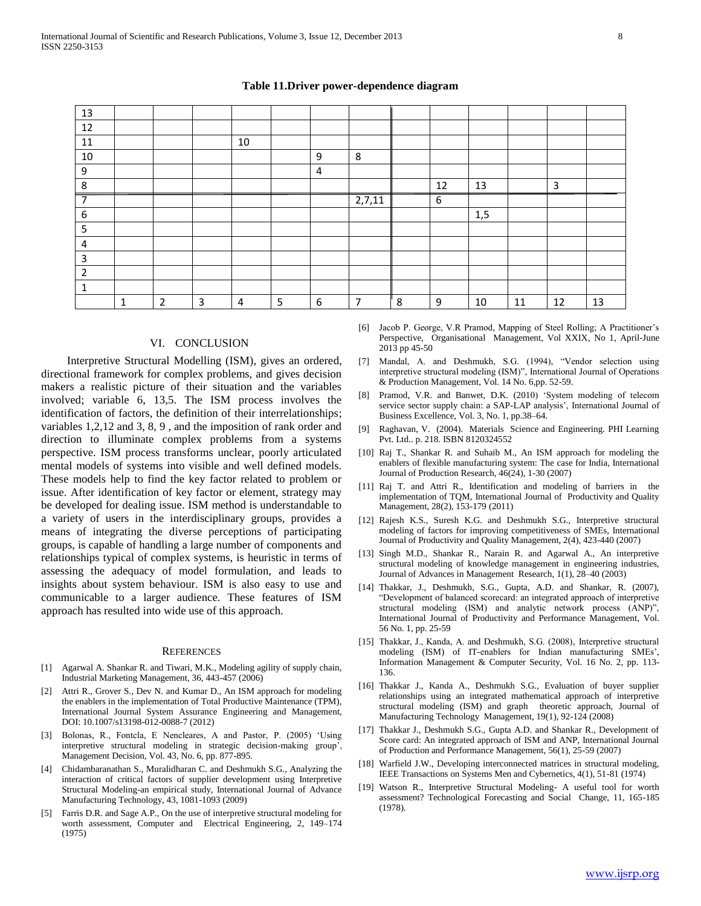**Table 11.Driver power-dependence diagram**

| 13 |  |  |  |  |  |  |  |  |  |  |  |  |  |
|---|---|---|---|---|---|---|---|---|---|---|---|---|---|
| 12 |  |  |  |  |  |  |  |  |  |  |  |  |  |
| 11 |  |  |  | 10 |  |  |  |  |  |  |  |  |  |
| 10 |  |  |  |  |  | 9 | 8 |  |  |  |  |  |  |
| 9 |  |  |  |  |  | 4 |  |  |  |  |  |  |  |
| 8 |  |  |  |  |  |  |  |  | 12 | 13 |  | 3 |  |
| 7 |  |  |  |  |  |  | 2,7,11 |  | 6 |  |  |  |  |
| 6 |  |  |  |  |  |  |  |  |  | 1,5 |  |  |  |
| 5 |  |  |  |  |  |  |  |  |  |  |  |  |  |
| 4 |  |  |  |  |  |  |  |  |  |  |  |  |  |
| 3 |  |  |  |  |  |  |  |  |  |  |  |  |  |
| 2 |  |  |  |  |  |  |  |  |  |  |  |  |  |
| 1 |  |  |  |  |  |  |  |  |  |  |  |  |  |
|  | 1 | 2 | 3 | 4 | 5 | 6 | 7 | 8 | 9 | 10 | 11 | 12 | 13 |

## VI. CONCLUSION

Interpretive Structural Modelling (ISM), gives an ordered, directional framework for complex problems, and gives decision makers a realistic picture of their situation and the variables involved; variable 6, 13,5. The ISM process involves the identification of factors, the definition of their interrelationships; variables 1,2,12 and 3, 8, 9 , and the imposition of rank order and direction to illuminate complex problems from a systems perspective. ISM process transforms unclear, poorly articulated mental models of systems into visible and well defined models. These models help to find the key factor related to problem or issue. After identification of key factor or element, strategy may be developed for dealing issue. ISM method is understandable to a variety of users in the interdisciplinary groups, provides a means of integrating the diverse perceptions of participating groups, is capable of handling a large number of components and relationships typical of complex systems, is heuristic in terms of assessing the adequacy of model formulation, and leads to insights about system behaviour. ISM is also easy to use and communicable to a larger audience. These features of ISM approach has resulted into wide use of this approach.

## REFERENCES

[1] Agarwal A. Shankar R. and Tiwari, M.K., Modeling agility of supply chain, Industrial Marketing Management, 36, 443-457 (2006)

[2] Attri R., Grover S., Dev N. and Kumar D., An ISM approach for modeling the enablers in the implementation of Total Productive Maintenance (TPM), International Journal System Assurance Engineering and Management, DOI: 10.1007/s13198-012-0088-7 (2012)

[3] Bolonas, R., Fontcla, E Nencleares, A and Pastor, P. (2005) 'Using interpretive structural modeling in strategic decision-making group', Management Decision, Vol. 43, No. 6, pp. 877-895.

[4] Chidambaranathan S., Muralidharan C. and Deshmukh S.G., Analyzing the interaction of critical factors of supplier development using Interpretive Structural Modeling-an empirical study, International Journal of Advance Manufacturing Technology, 43, 1081-1093 (2009)

[5] Farris D.R. and Sage A.P., On the use of interpretive structural modeling for worth assessment, Computer and Electrical Engineering, 2, 149–174 (1975)

[6] Jacob P. George, V.R Pramod, Mapping of Steel Rolling; A Practitioner's Perspective, Organisational Management, Vol XXIX, No 1, April-June 2013 pp 45-50

[7] Mandal, A. and Deshmukh, S.G. (1994), "Vendor selection using interpretive structural modeling (ISM)", International Journal of Operations & Production Management, Vol. 14 No. 6,pp. 52-59.

[8] Pramod, V.R. and Banwet, D.K. (2010) 'System modeling of telecom service sector supply chain: a SAP-LAP analysis', International Journal of Business Excellence, Vol. 3, No. 1, pp.38–64.

[9] Raghavan, V. (2004). Materials Science and Engineering. PHI Learning Pvt. Ltd.. p. 218. ISBN 8120324552

[10] Raj T., Shankar R. and Suhaib M., An ISM approach for modeling the enablers of flexible manufacturing system: The case for India, International Journal of Production Research, 46(24), 1-30 (2007)

[11] Raj T. and Attri R., Identification and modeling of barriers in the implementation of TQM, International Journal of Productivity and Quality Management, 28(2), 153-179 (2011)

[12] Rajesh K.S., Suresh K.G. and Deshmukh S.G., Interpretive structural modeling of factors for improving competitiveness of SMEs, International Journal of Productivity and Quality Management, 2(4), 423-440 (2007)

[13] Singh M.D., Shankar R., Narain R. and Agarwal A., An interpretive structural modeling of knowledge management in engineering industries, Journal of Advances in Management Research, 1(1), 28–40 (2003)

[14] Thakkar, J., Deshmukh, S.G., Gupta, A.D. and Shankar, R. (2007), "Development of balanced scorecard: an integrated approach of interpretive structural modeling (ISM) and analytic network process (ANP)", International Journal of Productivity and Performance Management, Vol. 56 No. 1, pp. 25-59

[15] Thakkar, J., Kanda, A. and Deshmukh, S.G. (2008), Interpretive structural modeling (ISM) of IT-enablers for Indian manufacturing SMEs', Information Management & Computer Security, Vol. 16 No. 2, pp. 113-136.

[16] Thakkar J., Kanda A., Deshmukh S.G., Evaluation of buyer supplier relationships using an integrated mathematical approach of interpretive structural modeling (ISM) and graph theoretic approach, Journal of Manufacturing Technology Management, 19(1), 92-124 (2008)

[17] Thakkar J., Deshmukh S.G., Gupta A.D. and Shankar R., Development of Score card: An integrated approach of ISM and ANP, International Journal of Production and Performance Management, 56(1), 25-59 (2007)

[18] Warfield J.W., Developing interconnected matrices in structural modeling, IEEE Transactions on Systems Men and Cybernetics, 4(1), 51-81 (1974)

[19] Watson R., Interpretive Structural Modeling- A useful tool for worth assessment? Technological Forecasting and Social Change, 11, 165-185 (1978).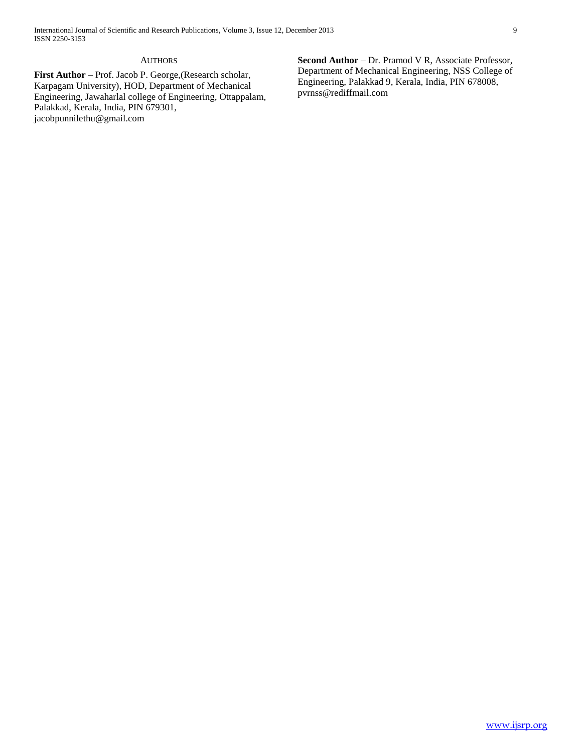## AUTHORS

**First Author** – Prof. Jacob P. George,(Research scholar, Karpagam University), HOD, Department of Mechanical Engineering, Jawaharlal college of Engineering, Ottappalam, Palakkad, Kerala, India, PIN 679301, jacobpunnilethu@gmail.com

**Second Author** – Dr. Pramod V R, Associate Professor, Department of Mechanical Engineering, NSS College of Engineering, Palakkad 9, Kerala, India, PIN 678008, pvrnss@rediffmail.com